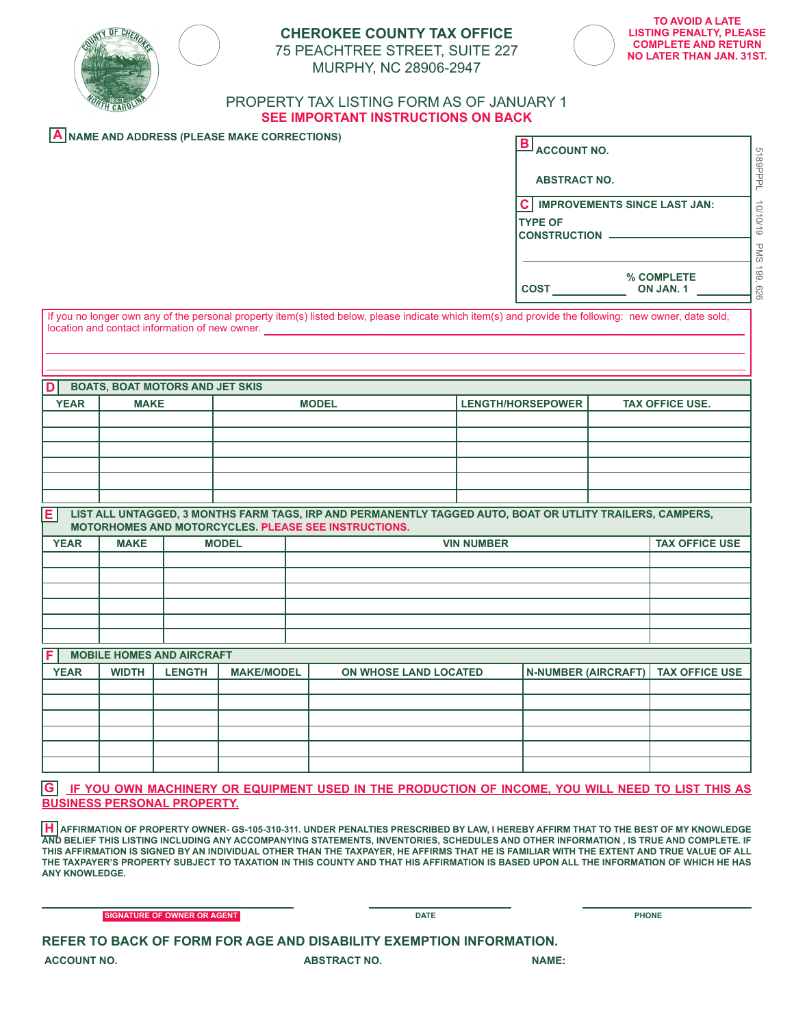# CHEROKEE COUNTY TAX OFFICE

75 PEACHTREE STREET, SUITE 227
MURPHY, NC 28906-2947

**TO AVOID A LATE LISTING PENALTY, PLEASE COMPLETE AND RETURN NO LATER THAN JAN. 31ST.**

## PROPERTY TAX LISTING FORM AS OF JANUARY 1

**SEE IMPORTANT INSTRUCTIONS ON BACK**

**A** NAME AND ADDRESS (PLEASE MAKE CORRECTIONS)

**B** ACCOUNT NO.

ABSTRACT NO.

**C** IMPROVEMENTS SINCE LAST JAN:

TYPE OF CONSTRUCTION ____________________

____________________

COST ____________ % COMPLETE ON JAN. 1 ____________

5189PPL 10/10/19 PMS 199, 626

If you no longer own any of the personal property item(s) listed below, please indicate which item(s) and provide the following: new owner, date sold, location and contact information of new owner. ____________________

**D** BOATS, BOAT MOTORS AND JET SKIS

| YEAR | MAKE | MODEL | LENGTH/HORSEPOWER | TAX OFFICE USE. |
|---|---|---|---|---|
| | | | | |
| | | | | |
| | | | | |
| | | | | |
| | | | | |
| | | | | |

**E** LIST ALL UNTAGGED, 3 MONTHS FARM TAGS, IRP AND PERMANENTLY TAGGED AUTO, BOAT OR UTLITY TRAILERS, CAMPERS, MOTORHOMES AND MOTORCYCLES. PLEASE SEE INSTRUCTIONS.

| YEAR | MAKE | MODEL | VIN NUMBER | TAX OFFICE USE |
|---|---|---|---|---|
| | | | | |
| | | | | |
| | | | | |
| | | | | |
| | | | | |
| | | | | |

**F** MOBILE HOMES AND AIRCRAFT

| YEAR | WIDTH | LENGTH | MAKE/MODEL | ON WHOSE LAND LOCATED | N-NUMBER (AIRCRAFT) | TAX OFFICE USE |
|---|---|---|---|---|---|---|
| | | | | | | |
| | | | | | | |
| | | | | | | |
| | | | | | | |
| | | | | | | |
| | | | | | | |

**G** **IF YOU OWN MACHINERY OR EQUIPMENT USED IN THE PRODUCTION OF INCOME, YOU WILL NEED TO LIST THIS AS BUSINESS PERSONAL PROPERTY.**

**H** AFFIRMATION OF PROPERTY OWNER- GS-105-310-311. UNDER PENALTIES PRESCRIBED BY LAW, I HEREBY AFFIRM THAT TO THE BEST OF MY KNOWLEDGE AND BELIEF THIS LISTING INCLUDING ANY ACCOMPANYING STATEMENTS, INVENTORIES, SCHEDULES AND OTHER INFORMATION , IS TRUE AND COMPLETE. IF THIS AFFIRMATION IS SIGNED BY AN INDIVIDUAL OTHER THAN THE TAXPAYER, HE AFFIRMS THAT HE IS FAMILIAR WITH THE EXTENT AND TRUE VALUE OF ALL THE TAXPAYER'S PROPERTY SUBJECT TO TAXATION IN THIS COUNTY AND THAT HIS AFFIRMATION IS BASED UPON ALL THE INFORMATION OF WHICH HE HAS ANY KNOWLEDGE.

____________________ SIGNATURE OF OWNER OR AGENT

____________________ DATE

____________________ PHONE

**REFER TO BACK OF FORM FOR AGE AND DISABILITY EXEMPTION INFORMATION.**

ACCOUNT NO. ABSTRACT NO. NAME: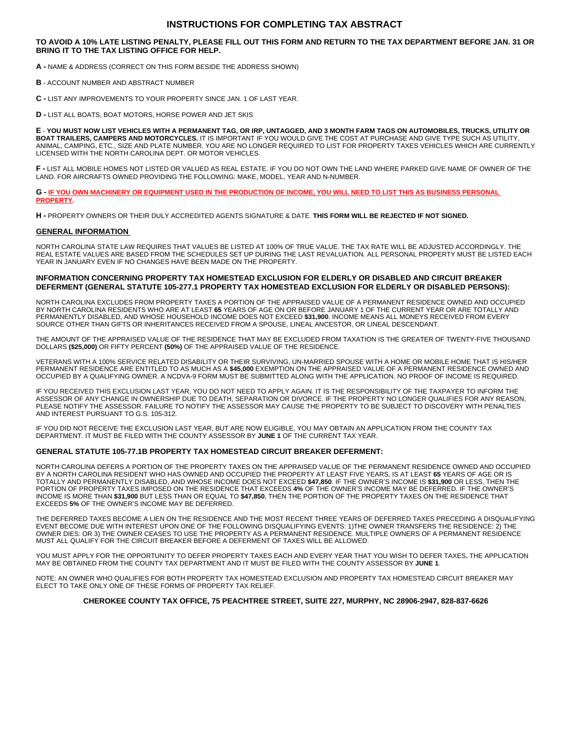# INSTRUCTIONS FOR COMPLETING TAX ABSTRACT

**TO AVOID A 10% LATE LISTING PENALTY, PLEASE FILL OUT THIS FORM AND RETURN TO THE TAX DEPARTMENT BEFORE JAN. 31 OR BRING IT TO THE TAX LISTING OFFICE FOR HELP.**

**A -** NAME & ADDRESS (CORRECT ON THIS FORM BESIDE THE ADDRESS SHOWN)

**B** - ACCOUNT NUMBER AND ABSTRACT NUMBER

**C -** LIST ANY IMPROVEMENTS TO YOUR PROPERTY SINCE JAN. 1 OF LAST YEAR.

**D -** LIST ALL BOATS, BOAT MOTORS, HORSE POWER AND JET SKIS

**E** - **YOU MUST NOW LIST VEHICLES WITH A PERMANENT TAG, OR IRP, UNTAGGED, AND 3 MONTH FARM TAGS ON AUTOMOBILES, TRUCKS, UTILITY OR BOAT TRAILERS, CAMPERS AND MOTORCYCLES.** IT IS IMPORTANT IF YOU WOULD GIVE THE COST AT PURCHASE AND GIVE TYPE SUCH AS UTILITY, ANIMAL, CAMPING, ETC., SIZE AND PLATE NUMBER. YOU ARE NO LONGER REQUIRED TO LIST FOR PROPERTY TAXES VEHICLES WHICH ARE CURRENTLY LICENSED WITH THE NORTH CAROLINA DEPT. OR MOTOR VEHICLES.

**F -** LIST ALL MOBILE HOMES NOT LISTED OR VALUED AS REAL ESTATE. IF YOU DO NOT OWN THE LAND WHERE PARKED GIVE NAME OF OWNER OF THE LAND. FOR AIRCRAFTS OWNED PROVIDING THE FOLLOWING: MAKE, MODEL, YEAR AND N-NUMBER.

**G - IF YOU OWN MACHINERY OR EQUIPMENT USED IN THE PRODUCTION OF INCOME, YOU WILL NEED TO LIST THIS AS BUSINESS PERSONAL PROPERTY.**

**H -** PROPERTY OWNERS OR THEIR DULY ACCREDITED AGENTS SIGNATURE & DATE. **THIS FORM WILL BE REJECTED IF NOT SIGNED.**

## GENERAL INFORMATION

NORTH CAROLINA STATE LAW REQUIRES THAT VALUES BE LISTED AT 100% OF TRUE VALUE. THE TAX RATE WILL BE ADJUSTED ACCORDINGLY. THE REAL ESTATE VALUES ARE BASED FROM THE SCHEDULES SET UP DURING THE LAST REVALUATION. ALL PERSONAL PROPERTY MUST BE LISTED EACH YEAR IN JANUARY EVEN IF NO CHANGES HAVE BEEN MADE ON THE PROPERTY.

### INFORMATION CONCERNING PROPERTY TAX HOMESTEAD EXCLUSION FOR ELDERLY OR DISABLED AND CIRCUIT BREAKER DEFERMENT (GENERAL STATUTE 105-277.1 PROPERTY TAX HOMESTEAD EXCLUSION FOR ELDERLY OR DISABLED PERSONS):

NORTH CAROLINA EXCLUDES FROM PROPERTY TAXES A PORTION OF THE APPRAISED VALUE OF A PERMANENT RESIDENCE OWNED AND OCCUPIED BY NORTH CAROLINA RESIDENTS WHO ARE AT LEAST **65** YEARS OF AGE ON OR BEFORE JANUARY 1 OF THE CURRENT YEAR OR ARE TOTALLY AND PERMANENTLY DISABLED, AND WHOSE HOUSEHOLD INCOME DOES NOT EXCEED **$31,900**. INCOME MEANS ALL MONEYS RECEIVED FROM EVERY SOURCE OTHER THAN GIFTS OR INHERITANCES RECEIVED FROM A SPOUSE, LINEAL ANCESTOR, OR LINEAL DESCENDANT.

THE AMOUNT OF THE APPRAISED VALUE OF THE RESIDENCE THAT MAY BE EXCLUDED FROM TAXATION IS THE GREATER OF TWENTY-FIVE THOUSAND DOLLARS **($25,000)** OR FIFTY PERCENT **(50%)** OF THE APPRAISED VALUE OF THE RESIDENCE.

VETERANS WITH A 100% SERVICE RELATED DISABILITY OR THEIR SURVIVING, UN-MARRIED SPOUSE WITH A HOME OR MOBILE HOME THAT IS HIS/HER PERMANENT RESIDENCE ARE ENTITLED TO AS MUCH AS A **$45,000** EXEMPTION ON THE APPRAISED VALUE OF A PERMANENT RESIDENCE OWNED AND OCCUPIED BY A QUALIFYING OWNER. A NCDVA-9 FORM MUST BE SUBMITTED ALONG WITH THE APPLICATION. NO PROOF OF INCOME IS REQUIRED.

IF YOU RECEIVED THIS EXCLUSION LAST YEAR, YOU DO NOT NEED TO APPLY AGAIN. IT IS THE RESPONSIBILITY OF THE TAXPAYER TO INFORM THE ASSESSOR OF ANY CHANGE IN OWNERSHIP DUE TO DEATH, SEPARATION OR DIVORCE. IF THE PROPERTY NO LONGER QUALIFIES FOR ANY REASON, PLEASE NOTIFY THE ASSESSOR. FAILURE TO NOTIFY THE ASSESSOR MAY CAUSE THE PROPERTY TO BE SUBJECT TO DISCOVERY WITH PENALTIES AND INTEREST PURSUANT TO G.S. 105-312.

IF YOU DID NOT RECEIVE THE EXCLUSION LAST YEAR, BUT ARE NOW ELIGIBLE, YOU MAY OBTAIN AN APPLICATION FROM THE COUNTY TAX DEPARTMENT. IT MUST BE FILED WITH THE COUNTY ASSESSOR BY **JUNE 1** OF THE CURRENT TAX YEAR.

### GENERAL STATUTE 105-77.1B PROPERTY TAX HOMESTEAD CIRCUIT BREAKER DEFERMENT:

NORTH CAROLINA DEFERS A PORTION OF THE PROPERTY TAXES ON THE APPRAISED VALUE OF THE PERMANENT RESIDENCE OWNED AND OCCUPIED BY A NORTH CAROLINA RESIDENT WHO HAS OWNED AND OCCUPIED THE PROPERTY AT LEAST FIVE YEARS, IS AT LEAST **65** YEARS OF AGE OR IS TOTALLY AND PERMANENTLY DISABLED, AND WHOSE INCOME DOES NOT EXCEED **$47,850**. IF THE OWNER'S INCOME IS **$31,900** OR LESS, THEN THE PORTION OF PROPERTY TAXES IMPOSED ON THE RESIDENCE THAT EXCEEDS **4%** OF THE OWNER'S INCOME MAY BE DEFERRED. IF THE OWNER'S INCOME IS MORE THAN **$31,900** BUT LESS THAN OR EQUAL TO **$47,850**, THEN THE PORTION OF THE PROPERTY TAXES ON THE RESIDENCE THAT EXCEEDS **5%** OF THE OWNER'S INCOME MAY BE DEFERRED.

THE DEFERRED TAXES BECOME A LIEN ON THE RESIDENCE AND THE MOST RECENT THREE YEARS OF DEFERRED TAXES PRECEDING A DISQUALIFYING EVENT BECOME DUE WITH INTEREST UPON ONE OF THE FOLLOWING DISQUALIFYING EVENTS: 1)THE OWNER TRANSFERS THE RESIDENCE: 2) THE OWNER DIES: OR 3) THE OWNER CEASES TO USE THE PROPERTY AS A PERMANENT RESIDENCE. MULTIPLE OWNERS OF A PERMANENT RESIDENCE MUST ALL QUALIFY FOR THE CIRCUIT BREAKER BEFORE A DEFERMENT OF TAXES WILL BE ALLOWED.

YOU MUST APPLY FOR THE OPPORTUNITY TO DEFER PROPERTY TAXES EACH AND EVERY YEAR THAT YOU WISH TO DEFER TAXES, THE APPLICATION MAY BE OBTAINED FROM THE COUNTY TAX DEPARTMENT AND IT MUST BE FILED WITH THE COUNTY ASSESSOR BY **JUNE 1**.

NOTE: AN OWNER WHO QUALIFIES FOR BOTH PROPERTY TAX HOMESTEAD EXCLUSION AND PROPERTY TAX HOMESTEAD CIRCUIT BREAKER MAY ELECT TO TAKE ONLY ONE OF THESE FORMS OF PROPERTY TAX RELIEF.

**CHEROKEE COUNTY TAX OFFICE, 75 PEACHTREE STREET, SUITE 227, MURPHY, NC 28906-2947, 828-837-6626**